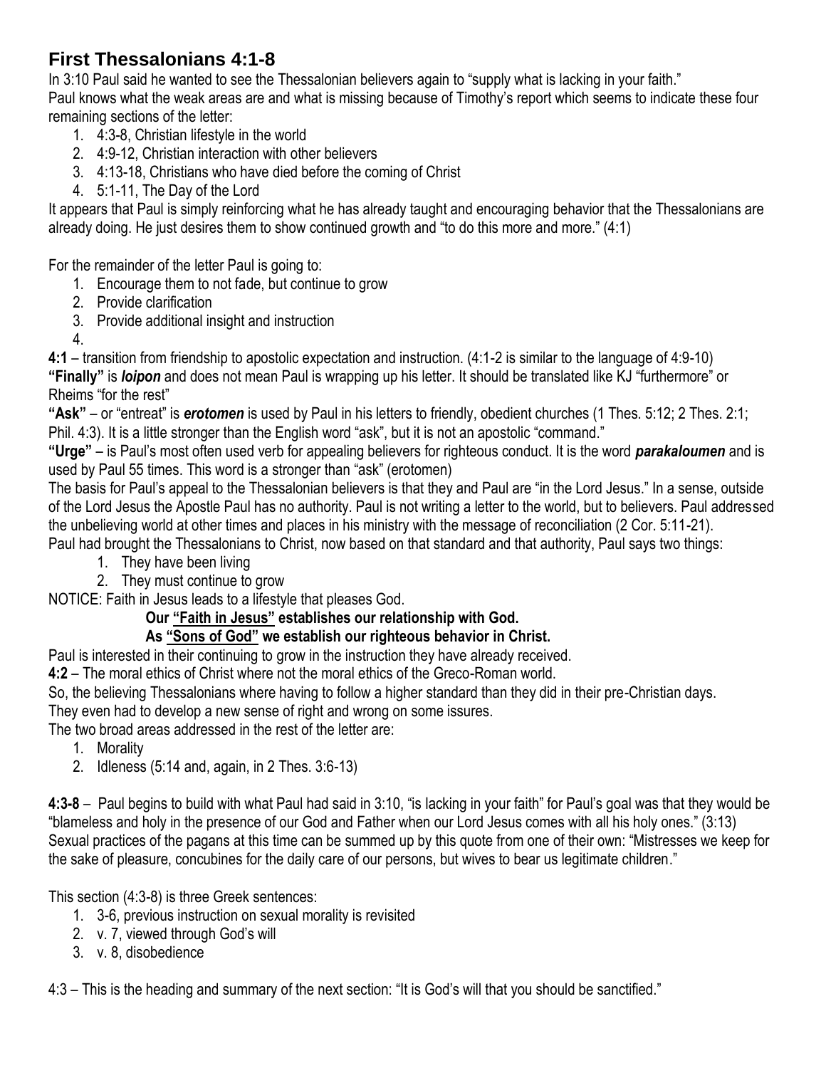# First Thessalonians 4:1-8

In 3:10 Paul said he wanted to see the Thessalonian believers again to "supply what is lacking in your faith."
Paul knows what the weak areas are and what is missing because of Timothy's report which seems to indicate these four remaining sections of the letter:

1. 4:3-8, Christian lifestyle in the world
2. 4:9-12, Christian interaction with other believers
3. 4:13-18, Christians who have died before the coming of Christ
4. 5:1-11, The Day of the Lord

It appears that Paul is simply reinforcing what he has already taught and encouraging behavior that the Thessalonians are already doing. He just desires them to show continued growth and "to do this more and more." (4:1)

For the remainder of the letter Paul is going to:

1. Encourage them to not fade, but continue to grow
2. Provide clarification
3. Provide additional insight and instruction
4.

**4:1** – transition from friendship to apostolic expectation and instruction. (4:1-2 is similar to the language of 4:9-10)
**"Finally"** is ***loipon*** and does not mean Paul is wrapping up his letter. It should be translated like KJ "furthermore" or Rheims "for the rest"
**"Ask"** – or "entreat" is ***erotomen*** is used by Paul in his letters to friendly, obedient churches (1 Thes. 5:12; 2 Thes. 2:1; Phil. 4:3). It is a little stronger than the English word "ask", but it is not an apostolic "command."
**"Urge"** – is Paul's most often used verb for appealing believers for righteous conduct. It is the word ***parakaloumen*** and is used by Paul 55 times. This word is a stronger than "ask" (erotomen)
The basis for Paul's appeal to the Thessalonian believers is that they and Paul are "in the Lord Jesus." In a sense, outside of the Lord Jesus the Apostle Paul has no authority. Paul is not writing a letter to the world, but to believers. Paul addressed the unbelieving world at other times and places in his ministry with the message of reconciliation (2 Cor. 5:11-21).
Paul had brought the Thessalonians to Christ, now based on that standard and that authority, Paul says two things:

1. They have been living
2. They must continue to grow

NOTICE: Faith in Jesus leads to a lifestyle that pleases God.

**Our "<u>Faith in Jesus</u>" establishes our relationship with God.**
**As "<u>Sons of God</u>" we establish our righteous behavior in Christ.**

Paul is interested in their continuing to grow in the instruction they have already received.
**4:2** – The moral ethics of Christ where not the moral ethics of the Greco-Roman world.
So, the believing Thessalonians where having to follow a higher standard than they did in their pre-Christian days.
They even had to develop a new sense of right and wrong on some issures.
The two broad areas addressed in the rest of the letter are:

1. Morality
2. Idleness (5:14 and, again, in 2 Thes. 3:6-13)

**4:3-8** – Paul begins to build with what Paul had said in 3:10, "is lacking in your faith" for Paul's goal was that they would be "blameless and holy in the presence of our God and Father when our Lord Jesus comes with all his holy ones." (3:13)
Sexual practices of the pagans at this time can be summed up by this quote from one of their own: "Mistresses we keep for the sake of pleasure, concubines for the daily care of our persons, but wives to bear us legitimate children."

This section (4:3-8) is three Greek sentences:

1. 3-6, previous instruction on sexual morality is revisited
2. v. 7, viewed through God's will
3. v. 8, disobedience

4:3 – This is the heading and summary of the next section: "It is God's will that you should be sanctified."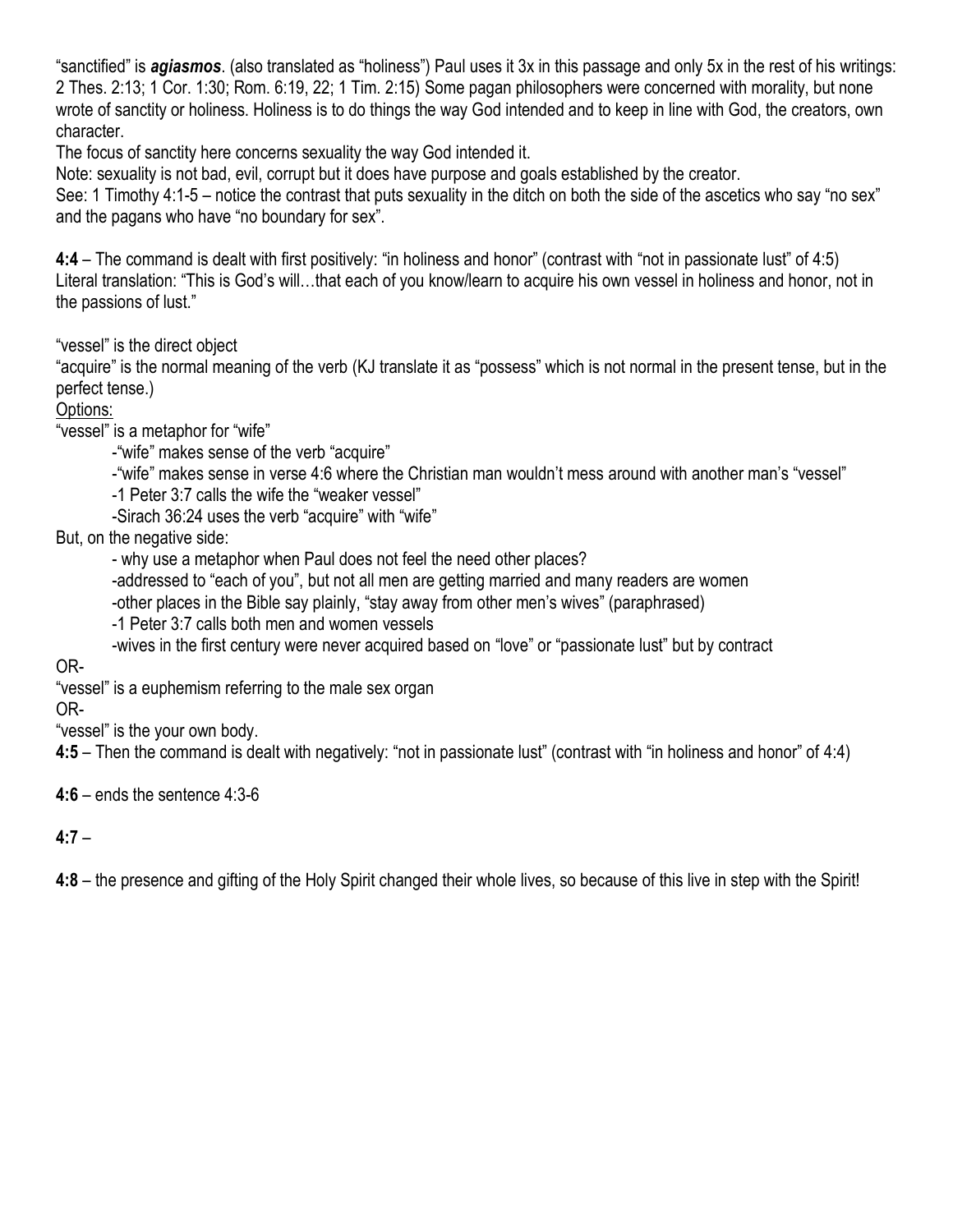"sanctified" is ***agiasmos***. (also translated as "holiness") Paul uses it 3x in this passage and only 5x in the rest of his writings: 2 Thes. 2:13; 1 Cor. 1:30; Rom. 6:19, 22; 1 Tim. 2:15) Some pagan philosophers were concerned with morality, but none wrote of sanctity or holiness. Holiness is to do things the way God intended and to keep in line with God, the creators, own character.

The focus of sanctity here concerns sexuality the way God intended it.

Note: sexuality is not bad, evil, corrupt but it does have purpose and goals established by the creator.

See: 1 Timothy 4:1-5 – notice the contrast that puts sexuality in the ditch on both the side of the ascetics who say "no sex" and the pagans who have "no boundary for sex".

**4:4** – The command is dealt with first positively: "in holiness and honor" (contrast with "not in passionate lust" of 4:5) Literal translation: "This is God's will…that each of you know/learn to acquire his own vessel in holiness and honor, not in the passions of lust."

"vessel" is the direct object

"acquire" is the normal meaning of the verb (KJ translate it as "possess" which is not normal in the present tense, but in the perfect tense.)

<u>Options:</u>

"vessel" is a metaphor for "wife"

- -"wife" makes sense of the verb "acquire"
- -"wife" makes sense in verse 4:6 where the Christian man wouldn't mess around with another man's "vessel"
- -1 Peter 3:7 calls the wife the "weaker vessel"
- -Sirach 36:24 uses the verb "acquire" with "wife"

But, on the negative side:

- - why use a metaphor when Paul does not feel the need other places?
- -addressed to "each of you", but not all men are getting married and many readers are women
- -other places in the Bible say plainly, "stay away from other men's wives" (paraphrased)
- -1 Peter 3:7 calls both men and women vessels
- -wives in the first century were never acquired based on "love" or "passionate lust" but by contract

OR-

"vessel" is a euphemism referring to the male sex organ

OR-

"vessel" is the your own body.

**4:5** – Then the command is dealt with negatively: "not in passionate lust" (contrast with "in holiness and honor" of 4:4)

**4:6** – ends the sentence 4:3-6

**4:7** –

**4:8** – the presence and gifting of the Holy Spirit changed their whole lives, so because of this live in step with the Spirit!